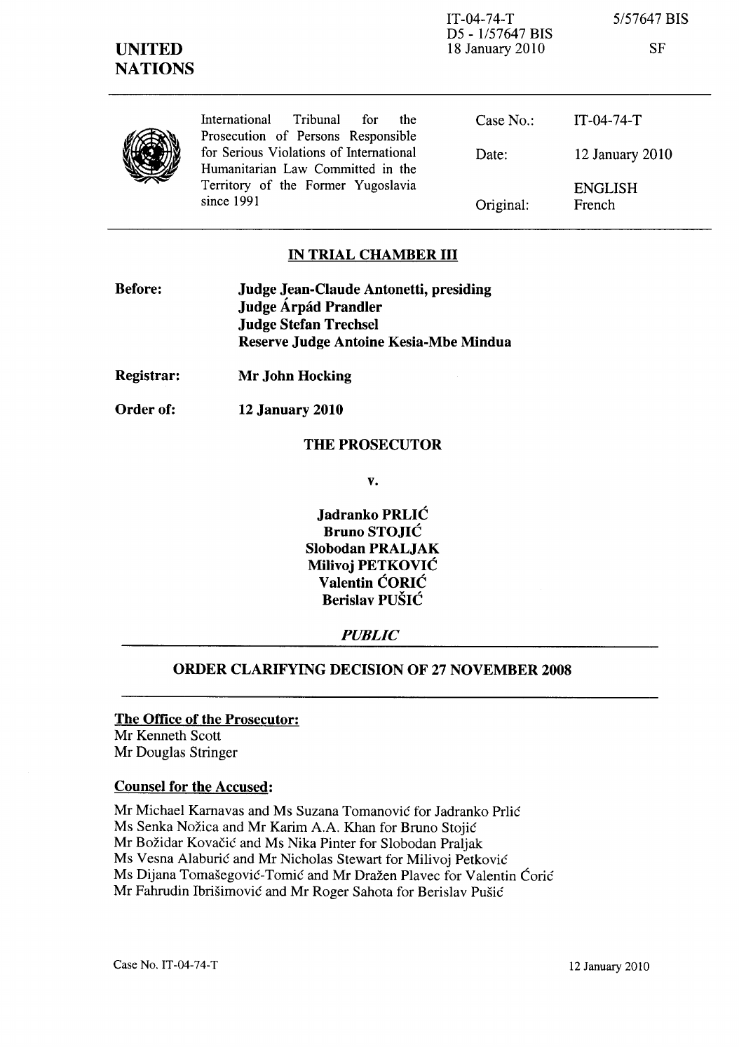IT-04-74-T
D5 - 1/57647 BIS
18 January 2010

5/57647 BIS

SF

**UNITED NATIONS**

| International Tribunal for the Prosecution of Persons Responsible for Serious Violations of International Humanitarian Law Committed in the Territory of the Former Yugoslavia since 1991 | Case No.: | IT-04-74-T |
|---|---|---|
| | Date: | 12 January 2010 |
| | Original: | ENGLISH French |

## IN TRIAL CHAMBER III

**Before:** **Judge Jean-Claude Antonetti, presiding**
**Judge Árpád Prandler**
**Judge Stefan Trechsel**
**Reserve Judge Antoine Kesia-Mbe Mindua**

**Registrar:** **Mr John Hocking**

**Order of:** **12 January 2010**

**THE PROSECUTOR**

**v.**

**Jadranko PRLIĆ**
**Bruno STOJIĆ**
**Slobodan PRALJAK**
**Milivoj PETKOVIĆ**
**Valentin ĆORIĆ**
**Berislav PUŠIĆ**

***PUBLIC***

## ORDER CLARIFYING DECISION OF 27 NOVEMBER 2008

**The Office of the Prosecutor:**
Mr Kenneth Scott
Mr Douglas Stringer

**Counsel for the Accused:**

Mr Michael Karnavas and Ms Suzana Tomanović for Jadranko Prlić
Ms Senka Nožica and Mr Karim A.A. Khan for Bruno Stojić
Mr Božidar Kovačić and Ms Nika Pinter for Slobodan Praljak
Ms Vesna Alaburić and Mr Nicholas Stewart for Milivoj Petković
Ms Dijana Tomašegović-Tomić and Mr Dražen Plavec for Valentin Ćorić
Mr Fahrudin Ibrišimović and Mr Roger Sahota for Berislav Pušić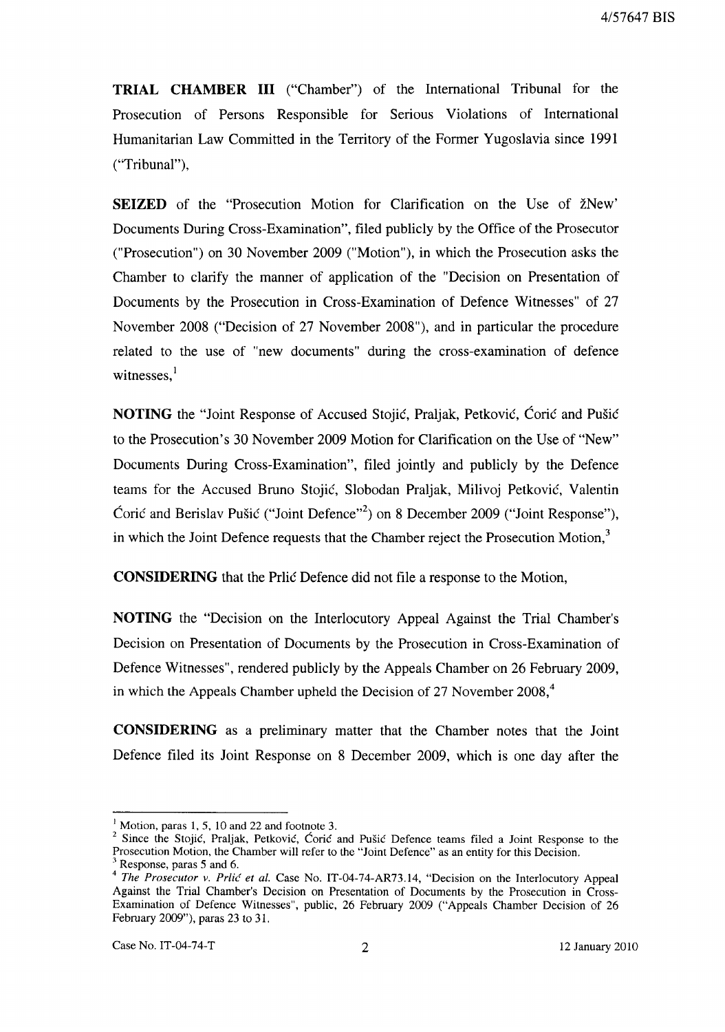**TRIAL CHAMBER III** ("Chamber") of the International Tribunal for the Prosecution of Persons Responsible for Serious Violations of International Humanitarian Law Committed in the Territory of the Former Yugoslavia since 1991 ("Tribunal"),

**SEIZED** of the "Prosecution Motion for Clarification on the Use of žNew' Documents During Cross-Examination", filed publicly by the Office of the Prosecutor ("Prosecution") on 30 November 2009 ("Motion"), in which the Prosecution asks the Chamber to clarify the manner of application of the "Decision on Presentation of Documents by the Prosecution in Cross-Examination of Defence Witnesses" of 27 November 2008 ("Decision of 27 November 2008"), and in particular the procedure related to the use of "new documents" during the cross-examination of defence witnesses,[1]

**NOTING** the "Joint Response of Accused Stojić, Praljak, Petković, Ćorić and Pušić to the Prosecution's 30 November 2009 Motion for Clarification on the Use of "New" Documents During Cross-Examination", filed jointly and publicly by the Defence teams for the Accused Bruno Stojić, Slobodan Praljak, Milivoj Petković, Valentin Ćorić and Berislav Pušić ("Joint Defence"[2]) on 8 December 2009 ("Joint Response"), in which the Joint Defence requests that the Chamber reject the Prosecution Motion,[3]

**CONSIDERING** that the Prlić Defence did not file a response to the Motion,

**NOTING** the "Decision on the Interlocutory Appeal Against the Trial Chamber's Decision on Presentation of Documents by the Prosecution in Cross-Examination of Defence Witnesses", rendered publicly by the Appeals Chamber on 26 February 2009, in which the Appeals Chamber upheld the Decision of 27 November 2008,[4]

**CONSIDERING** as a preliminary matter that the Chamber notes that the Joint Defence filed its Joint Response on 8 December 2009, which is one day after the

---

[1] Motion, paras 1, 5, 10 and 22 and footnote 3.

[2] Since the Stojić, Praljak, Petković, Ćorić and Pušić Defence teams filed a Joint Response to the Prosecution Motion, the Chamber will refer to the "Joint Defence" as an entity for this Decision.

[3] Response, paras 5 and 6.

[4] *The Prosecutor v. Prlić et al.* Case No. IT-04-74-AR73.14, "Decision on the Interlocutory Appeal Against the Trial Chamber's Decision on Presentation of Documents by the Prosecution in Cross-Examination of Defence Witnesses", public, 26 February 2009 ("Appeals Chamber Decision of 26 February 2009"), paras 23 to 31.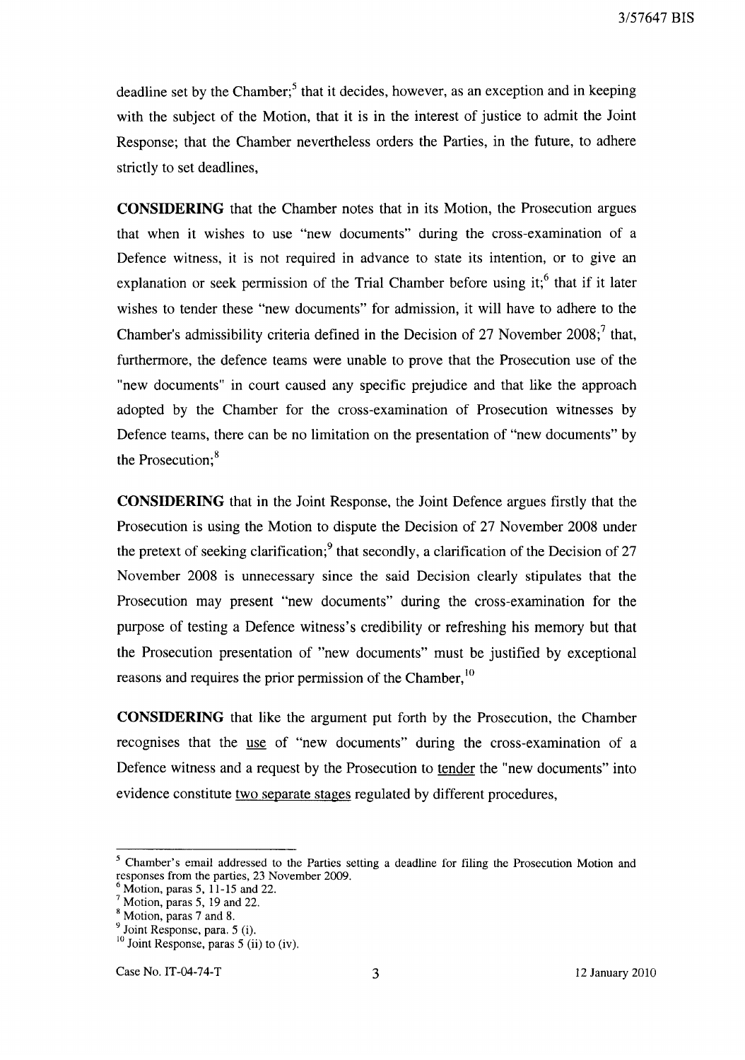deadline set by the Chamber;[5] that it decides, however, as an exception and in keeping with the subject of the Motion, that it is in the interest of justice to admit the Joint Response; that the Chamber nevertheless orders the Parties, in the future, to adhere strictly to set deadlines,

**CONSIDERING** that the Chamber notes that in its Motion, the Prosecution argues that when it wishes to use "new documents" during the cross-examination of a Defence witness, it is not required in advance to state its intention, or to give an explanation or seek permission of the Trial Chamber before using it;[6] that if it later wishes to tender these "new documents" for admission, it will have to adhere to the Chamber's admissibility criteria defined in the Decision of 27 November 2008;[7] that, furthermore, the defence teams were unable to prove that the Prosecution use of the "new documents" in court caused any specific prejudice and that like the approach adopted by the Chamber for the cross-examination of Prosecution witnesses by Defence teams, there can be no limitation on the presentation of "new documents" by the Prosecution;[8]

**CONSIDERING** that in the Joint Response, the Joint Defence argues firstly that the Prosecution is using the Motion to dispute the Decision of 27 November 2008 under the pretext of seeking clarification;[9] that secondly, a clarification of the Decision of 27 November 2008 is unnecessary since the said Decision clearly stipulates that the Prosecution may present "new documents" during the cross-examination for the purpose of testing a Defence witness's credibility or refreshing his memory but that the Prosecution presentation of "new documents" must be justified by exceptional reasons and requires the prior permission of the Chamber,[10]

**CONSIDERING** that like the argument put forth by the Prosecution, the Chamber recognises that the use of "new documents" during the cross-examination of a Defence witness and a request by the Prosecution to tender the "new documents" into evidence constitute two separate stages regulated by different procedures,

---

[5] Chamber's email addressed to the Parties setting a deadline for filing the Prosecution Motion and responses from the parties, 23 November 2009.
[6] Motion, paras 5, 11-15 and 22.
[7] Motion, paras 5, 19 and 22.
[8] Motion, paras 7 and 8.
[9] Joint Response, para. 5 (i).
[10] Joint Response, paras 5 (ii) to (iv).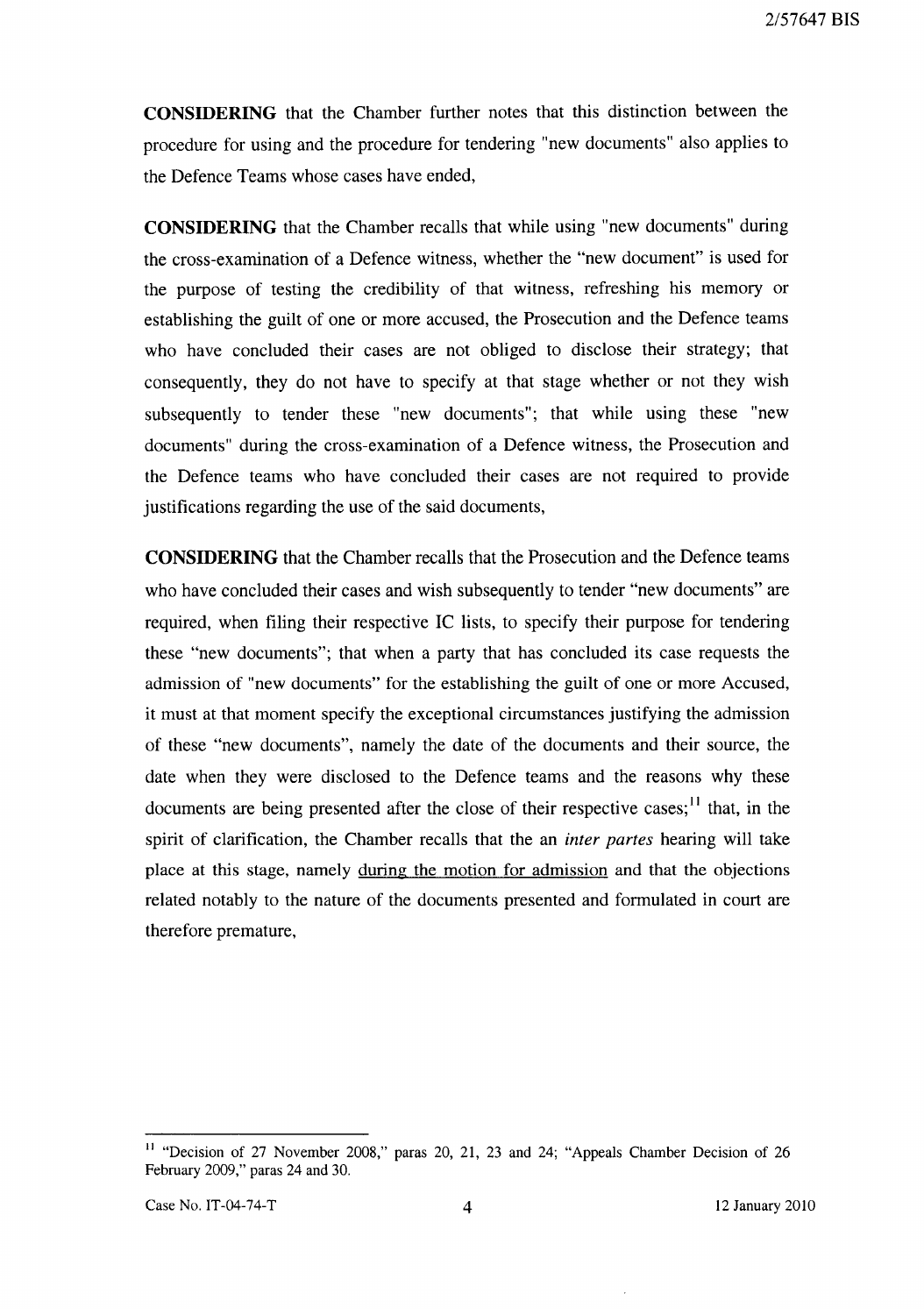**CONSIDERING** that the Chamber further notes that this distinction between the procedure for using and the procedure for tendering "new documents" also applies to the Defence Teams whose cases have ended,

**CONSIDERING** that the Chamber recalls that while using "new documents" during the cross-examination of a Defence witness, whether the "new document" is used for the purpose of testing the credibility of that witness, refreshing his memory or establishing the guilt of one or more accused, the Prosecution and the Defence teams who have concluded their cases are not obliged to disclose their strategy; that consequently, they do not have to specify at that stage whether or not they wish subsequently to tender these "new documents"; that while using these "new documents" during the cross-examination of a Defence witness, the Prosecution and the Defence teams who have concluded their cases are not required to provide justifications regarding the use of the said documents,

**CONSIDERING** that the Chamber recalls that the Prosecution and the Defence teams who have concluded their cases and wish subsequently to tender "new documents" are required, when filing their respective IC lists, to specify their purpose for tendering these "new documents"; that when a party that has concluded its case requests the admission of "new documents" for the establishing the guilt of one or more Accused, it must at that moment specify the exceptional circumstances justifying the admission of these "new documents", namely the date of the documents and their source, the date when they were disclosed to the Defence teams and the reasons why these documents are being presented after the close of their respective cases;[11] that, in the spirit of clarification, the Chamber recalls that the an *inter partes* hearing will take place at this stage, namely <u>during the motion for admission</u> and that the objections related notably to the nature of the documents presented and formulated in court are therefore premature,

---

[11] "Decision of 27 November 2008," paras 20, 21, 23 and 24; "Appeals Chamber Decision of 26 February 2009," paras 24 and 30.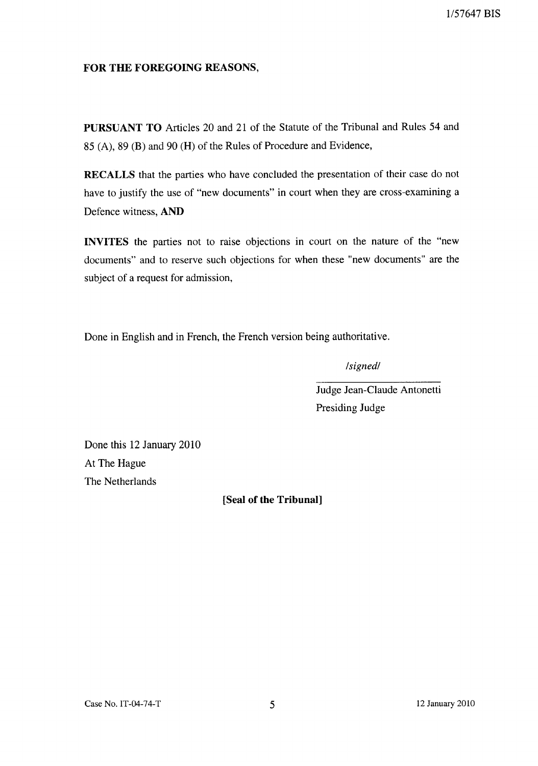**FOR THE FOREGOING REASONS,**

**PURSUANT TO** Articles 20 and 21 of the Statute of the Tribunal and Rules 54 and 85 (A), 89 (B) and 90 (H) of the Rules of Procedure and Evidence,

**RECALLS** that the parties who have concluded the presentation of their case do not have to justify the use of "new documents" in court when they are cross-examining a Defence witness, **AND**

**INVITES** the parties not to raise objections in court on the nature of the "new documents" and to reserve such objections for when these "new documents" are the subject of a request for admission,

Done in English and in French, the French version being authoritative.

*/signed/*

Judge Jean-Claude Antonetti
Presiding Judge

Done this 12 January 2010
At The Hague
The Netherlands

**[Seal of the Tribunal]**